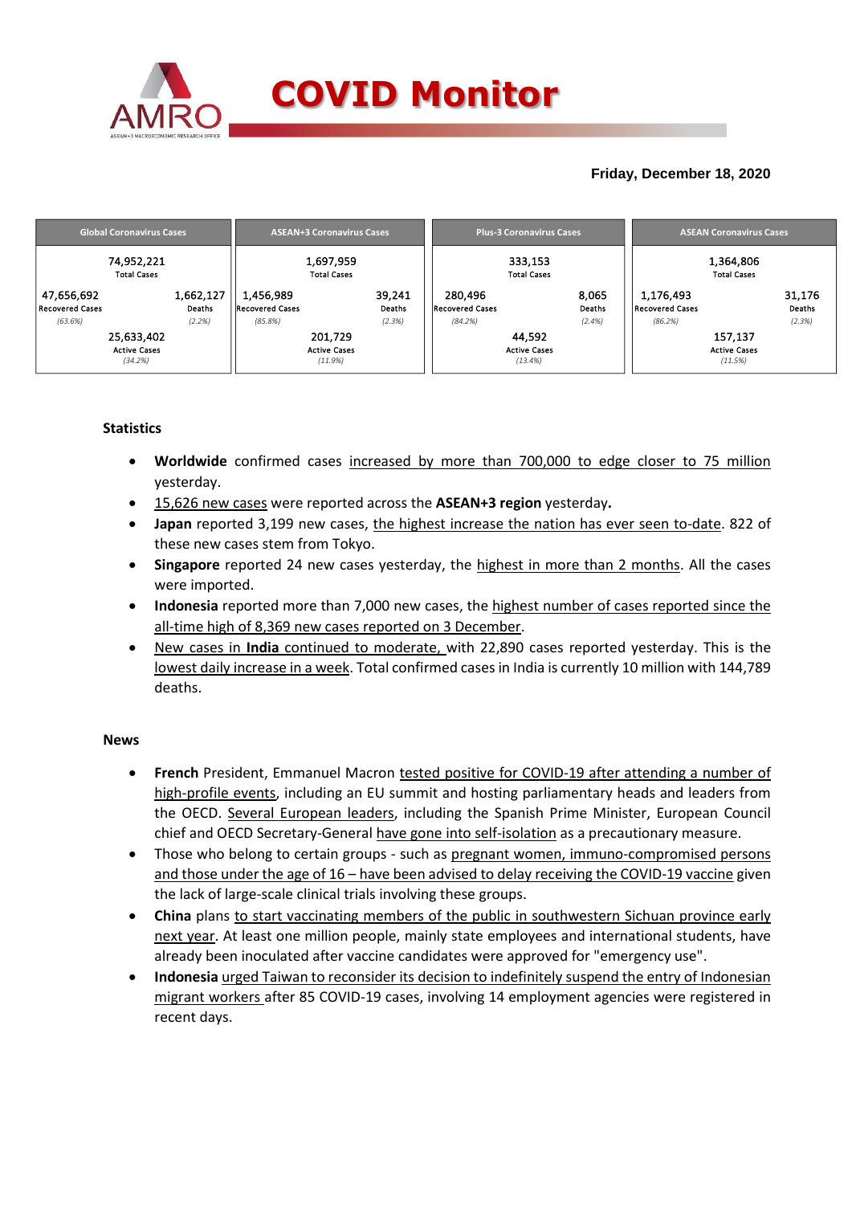# COVID Monitor

**Friday, December 18, 2020**

| Global Coronavirus Cases | ASEAN+3 Coronavirus Cases | Plus-3 Coronavirus Cases | ASEAN Coronavirus Cases |
|---|---|---|---|
| 74,952,221 Total Cases | 1,697,959 Total Cases | 333,153 Total Cases | 1,364,806 Total Cases |
| 47,656,692 Recovered Cases *(63.6%)* | 1,456,989 Recovered Cases *(85.8%)* | 280,496 Recovered Cases *(84.2%)* | 1,176,493 Recovered Cases *(86.2%)* |
| 1,662,127 Deaths *(2.2%)* | 39,241 Deaths *(2.3%)* | 8,065 Deaths *(2.4%)* | 31,176 Deaths *(2.3%)* |
| 25,633,402 Active Cases *(34.2%)* | 201,729 Active Cases *(11.9%)* | 44,592 Active Cases *(13.4%)* | 157,137 Active Cases *(11.5%)* |

## Statistics

- **Worldwide** confirmed cases increased by more than 700,000 to edge closer to 75 million yesterday.
- 15,626 new cases were reported across the **ASEAN+3 region** yesterday**.**
- **Japan** reported 3,199 new cases, the highest increase the nation has ever seen to-date. 822 of these new cases stem from Tokyo.
- **Singapore** reported 24 new cases yesterday, the highest in more than 2 months. All the cases were imported.
- **Indonesia** reported more than 7,000 new cases, the highest number of cases reported since the all-time high of 8,369 new cases reported on 3 December.
- New cases in **India** continued to moderate, with 22,890 cases reported yesterday. This is the lowest daily increase in a week. Total confirmed cases in India is currently 10 million with 144,789 deaths.

## News

- **French** President, Emmanuel Macron tested positive for COVID-19 after attending a number of high-profile events, including an EU summit and hosting parliamentary heads and leaders from the OECD. Several European leaders, including the Spanish Prime Minister, European Council chief and OECD Secretary-General have gone into self-isolation as a precautionary measure.
- Those who belong to certain groups - such as pregnant women, immuno-compromised persons and those under the age of 16 – have been advised to delay receiving the COVID-19 vaccine given the lack of large-scale clinical trials involving these groups.
- **China** plans to start vaccinating members of the public in southwestern Sichuan province early next year. At least one million people, mainly state employees and international students, have already been inoculated after vaccine candidates were approved for "emergency use".
- **Indonesia** urged Taiwan to reconsider its decision to indefinitely suspend the entry of Indonesian migrant workers after 85 COVID-19 cases, involving 14 employment agencies were registered in recent days.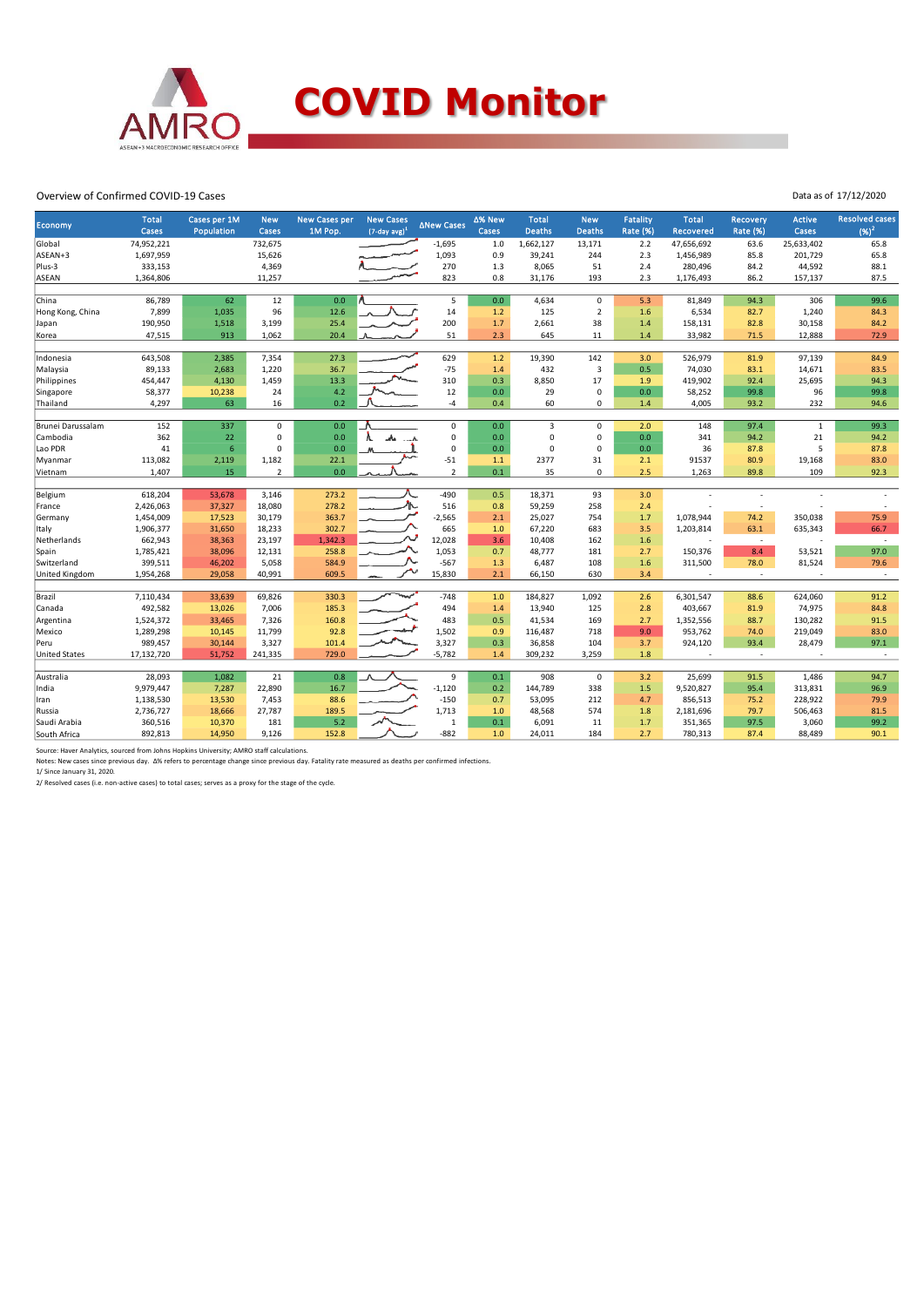# COVID Monitor

Overview of Confirmed COVID-19 Cases

Data as of 17/12/2020

| Economy | Total Cases | Cases per 1M Population | New Cases | New Cases per 1M Pop. | New Cases (7-day avg)[1] | ΔNew Cases | Δ% New Cases | Total Deaths | New Deaths | Fatality Rate (%) | Total Recovered | Recovery Rate (%) | Active Cases | Resolved cases (%)[2] |
|---|---|---|---|---|---|---|---|---|---|---|---|---|---|---|
| Global | 74,952,221 | | 732,675 | | | -1,695 | 1.0 | 1,662,127 | 13,171 | 2.2 | 47,656,692 | 63.6 | 25,633,402 | 65.8 |
| ASEAN+3 | 1,697,959 | | 15,626 | | | 1,093 | 0.9 | 39,241 | 244 | 2.3 | 1,456,989 | 85.8 | 201,729 | 65.8 |
| Plus-3 | 333,153 | | 4,369 | | | 270 | 1.3 | 8,065 | 51 | 2.4 | 280,496 | 84.2 | 44,592 | 88.1 |
| ASEAN | 1,364,806 | | 11,257 | | | 823 | 0.8 | 31,176 | 193 | 2.3 | 1,176,493 | 86.2 | 157,137 | 87.5 |
| | | | | | | | | | | | | | | |
| China | 86,789 | 62 | 12 | 0.0 | | 5 | 0.0 | 4,634 | 0 | 5.3 | 81,849 | 94.3 | 306 | 99.6 |
| Hong Kong, China | 7,899 | 1,035 | 96 | 12.6 | | 14 | 1.2 | 125 | 2 | 1.6 | 6,534 | 82.7 | 1,240 | 84.3 |
| Japan | 190,950 | 1,518 | 3,199 | 25.4 | | 200 | 1.7 | 2,661 | 38 | 1.4 | 158,131 | 82.8 | 30,158 | 84.2 |
| Korea | 47,515 | 913 | 1,062 | 20.4 | | 51 | 2.3 | 645 | 11 | 1.4 | 33,982 | 71.5 | 12,888 | 72.9 |
| | | | | | | | | | | | | | | |
| Indonesia | 643,508 | 2,385 | 7,354 | 27.3 | | 629 | 1.2 | 19,390 | 142 | 3.0 | 526,979 | 81.9 | 97,139 | 84.9 |
| Malaysia | 89,133 | 2,683 | 1,220 | 36.7 | | -75 | 1.4 | 432 | 3 | 0.5 | 74,030 | 83.1 | 14,671 | 83.5 |
| Philippines | 454,447 | 4,130 | 1,459 | 13.3 | | 310 | 0.3 | 8,850 | 17 | 1.9 | 419,902 | 92.4 | 25,695 | 94.3 |
| Singapore | 58,377 | 10,238 | 24 | 4.2 | | 12 | 0.0 | 29 | 0 | 0.0 | 58,252 | 99.8 | 96 | 99.8 |
| Thailand | 4,297 | 63 | 16 | 0.2 | | -4 | 0.4 | 60 | 0 | 1.4 | 4,005 | 93.2 | 232 | 94.6 |
| | | | | | | | | | | | | | | |
| Brunei Darussalam | 152 | 337 | 0 | 0.0 | | 0 | 0.0 | 3 | 0 | 2.0 | 148 | 97.4 | 1 | 99.3 |
| Cambodia | 362 | 22 | 0 | 0.0 | | 0 | 0.0 | 0 | 0 | 0.0 | 341 | 94.2 | 21 | 94.2 |
| Lao PDR | 41 | 6 | 0 | 0.0 | | 0 | 0.0 | 0 | 0 | 0.0 | 36 | 87.8 | 5 | 87.8 |
| Myanmar | 113,082 | 2,119 | 1,182 | 22.1 | | -51 | 1.1 | 2377 | 31 | 2.1 | 91537 | 80.9 | 19,168 | 83.0 |
| Vietnam | 1,407 | 15 | 2 | 0.0 | | 2 | 0.1 | 35 | 0 | 2.5 | 1,263 | 89.8 | 109 | 92.3 |
| | | | | | | | | | | | | | | |
| Belgium | 618,204 | 53,678 | 3,146 | 273.2 | | -490 | 0.5 | 18,371 | 93 | 3.0 | - | - | - | - |
| France | 2,426,063 | 37,327 | 18,080 | 278.2 | | 516 | 0.8 | 59,259 | 258 | 2.4 | - | - | - | - |
| Germany | 1,454,009 | 17,523 | 30,179 | 363.7 | | -2,565 | 2.1 | 25,027 | 754 | 1.7 | 1,078,944 | 74.2 | 350,038 | 75.9 |
| Italy | 1,906,377 | 31,650 | 18,233 | 302.7 | | 665 | 1.0 | 67,220 | 683 | 3.5 | 1,203,814 | 63.1 | 635,343 | 66.7 |
| Netherlands | 662,943 | 38,363 | 23,197 | 1,342.3 | | 12,028 | 3.6 | 10,408 | 162 | 1.6 | - | - | - | - |
| Spain | 1,785,421 | 38,096 | 12,131 | 258.8 | | 1,053 | 0.7 | 48,777 | 181 | 2.7 | 150,376 | 8.4 | 53,521 | 97.0 |
| Switzerland | 399,511 | 46,202 | 5,058 | 584.9 | | -567 | 1.3 | 6,487 | 108 | 1.6 | 311,500 | 78.0 | 81,524 | 79.6 |
| United Kingdom | 1,954,268 | 29,058 | 40,991 | 609.5 | | 15,830 | 2.1 | 66,150 | 630 | 3.4 | - | - | - | - |
| | | | | | | | | | | | | | | |
| Brazil | 7,110,434 | 33,639 | 69,826 | 330.3 | | -748 | 1.0 | 184,827 | 1,092 | 2.6 | 6,301,547 | 88.6 | 624,060 | 91.2 |
| Canada | 492,582 | 13,026 | 7,006 | 185.3 | | 494 | 1.4 | 13,940 | 125 | 2.8 | 403,667 | 81.9 | 74,975 | 84.8 |
| Argentina | 1,524,372 | 33,465 | 7,326 | 160.8 | | 483 | 0.5 | 41,534 | 169 | 2.7 | 1,352,556 | 88.7 | 130,282 | 91.5 |
| Mexico | 1,289,298 | 10,145 | 11,799 | 92.8 | | 1,502 | 0.9 | 116,487 | 718 | 9.0 | 953,762 | 74.0 | 219,049 | 83.0 |
| Peru | 989,457 | 30,144 | 3,327 | 101.4 | | 3,327 | 0.3 | 36,858 | 104 | 3.7 | 924,120 | 93.4 | 28,479 | 97.1 |
| United States | 17,132,720 | 51,752 | 241,335 | 729.0 | | -5,782 | 1.4 | 309,232 | 3,259 | 1.8 | - | - | - | - |
| | | | | | | | | | | | | | | |
| Australia | 28,093 | 1,082 | 21 | 0.8 | | 9 | 0.1 | 908 | 0 | 3.2 | 25,699 | 91.5 | 1,486 | 94.7 |
| India | 9,979,447 | 7,287 | 22,890 | 16.7 | | -1,120 | 0.2 | 144,789 | 338 | 1.5 | 9,520,827 | 95.4 | 313,831 | 96.9 |
| Iran | 1,138,530 | 13,530 | 7,453 | 88.6 | | -150 | 0.7 | 53,095 | 212 | 4.7 | 856,513 | 75.2 | 228,922 | 79.9 |
| Russia | 2,736,727 | 18,666 | 27,787 | 189.5 | | 1,713 | 1.0 | 48,568 | 574 | 1.8 | 2,181,696 | 79.7 | 506,463 | 81.5 |
| Saudi Arabia | 360,516 | 10,370 | 181 | 5.2 | | 1 | 0.1 | 6,091 | 11 | 1.7 | 351,365 | 97.5 | 3,060 | 99.2 |
| South Africa | 892,813 | 14,950 | 9,126 | 152.8 | | -882 | 1.0 | 24,011 | 184 | 2.7 | 780,313 | 87.4 | 88,489 | 90.1 |

Source: Haver Analytics, sourced from Johns Hopkins University; AMRO staff calculations.

Notes: New cases since previous day. Δ% refers to percentage change since previous day. Fatality rate measured as deaths per confirmed infections.

1/ Since January 31, 2020.

2/ Resolved cases (i.e. non-active cases) to total cases; serves as a proxy for the stage of the cycle.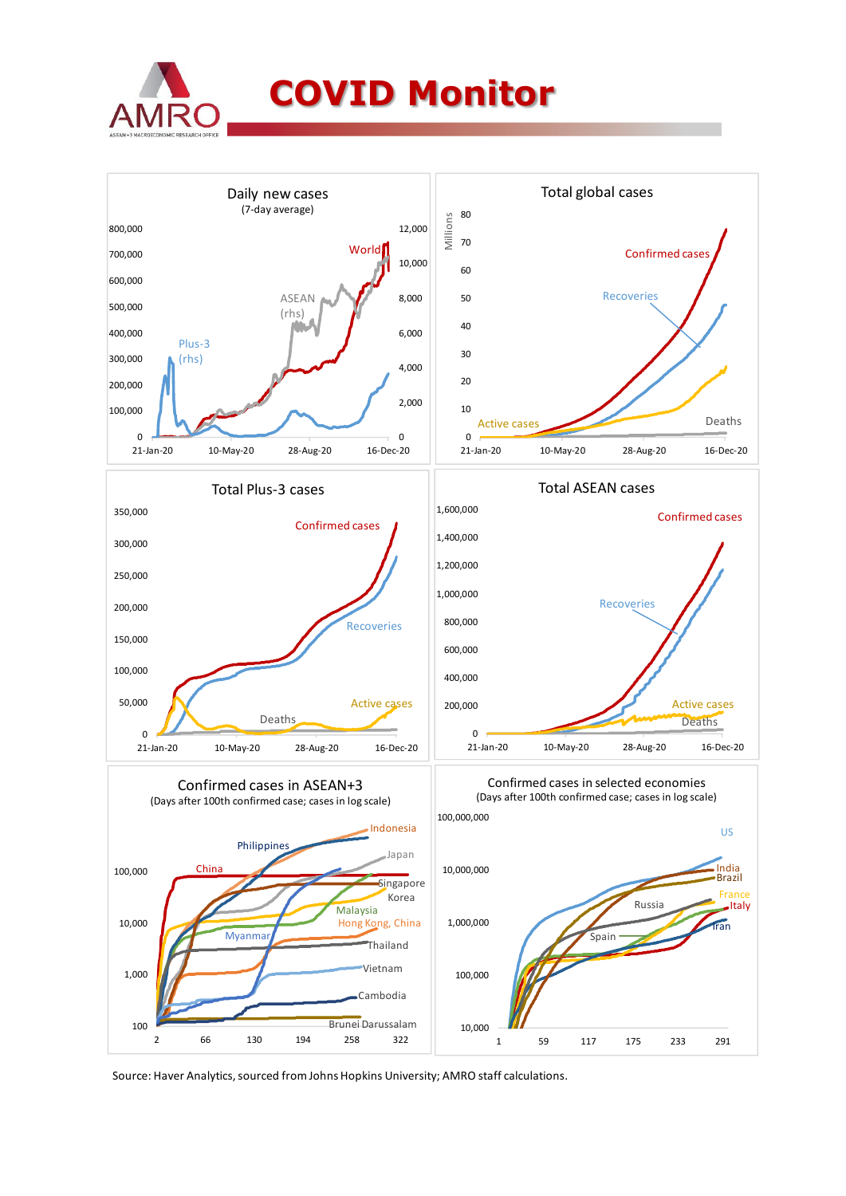# COVID Monitor

AMRO

ASEAN+3 MACROECONOMIC RESEARCH OFFICE

## Daily new cases
(7-day average)

800,000
700,000
600,000
500,000
400,000
300,000
200,000
100,000
0

12,000
10,000
8,000
6,000
4,000
2,000
0

World
ASEAN (rhs)
Plus-3 (rhs)

21-Jan-20 10-May-20 28-Aug-20 16-Dec-20

## Total global cases

Millions
80
70
60
50
40
30
20
10
0

Confirmed cases
Recoveries
Active cases
Deaths

21-Jan-20 10-May-20 28-Aug-20 16-Dec-20

## Total Plus-3 cases

350,000
300,000
250,000
200,000
150,000
100,000
50,000
0

Confirmed cases
Recoveries
Active cases
Deaths

21-Jan-20 10-May-20 28-Aug-20 16-Dec-20

## Total ASEAN cases

1,600,000
1,400,000
1,200,000
1,000,000
800,000
600,000
400,000
200,000
0

Confirmed cases
Recoveries
Active cases
Deaths

21-Jan-20 10-May-20 28-Aug-20 16-Dec-20

## Confirmed cases in ASEAN+3
(Days after 100th confirmed case; cases in log scale)

100,000
10,000
1,000
100

Indonesia
Philippines
Japan
China
Singapore
Korea
Malaysia
Hong Kong, China
Myanmar
Thailand
Vietnam
Cambodia
Brunei Darussalam

2 66 130 194 258 322

## Confirmed cases in selected economies
(Days after 100th confirmed case; cases in log scale)

100,000,000
10,000,000
1,000,000
100,000
10,000

US
India
Brazil
France
Italy
Russia
Spain
Iran

1 59 117 175 233 291

Source: Haver Analytics, sourced from Johns Hopkins University; AMRO staff calculations.